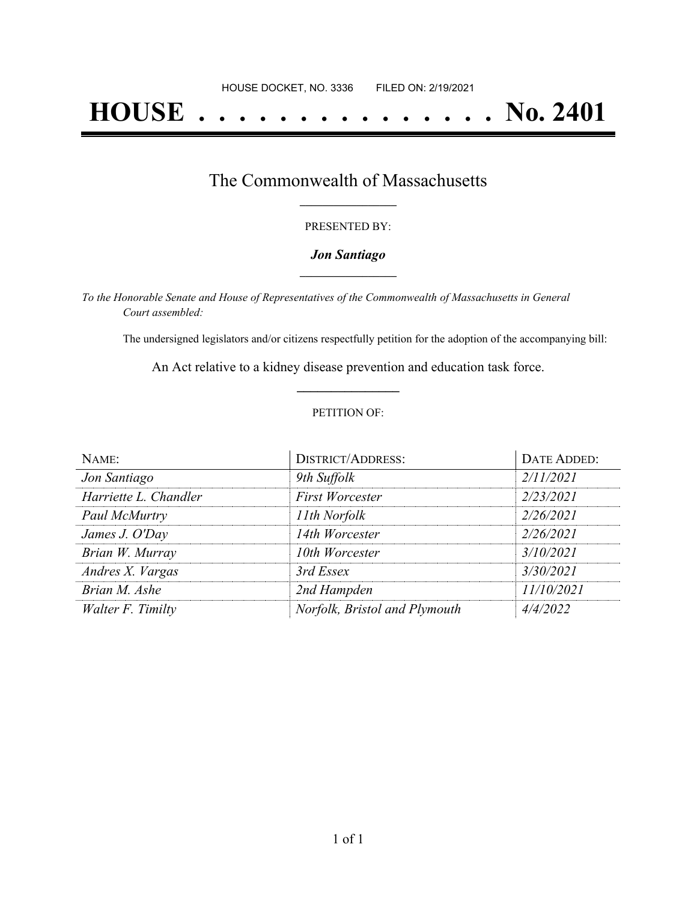HOUSE DOCKET, NO. 3336 FILED ON: 2/19/2021

# HOUSE . . . . . . . . . . . . . . . No. 2401

## The Commonwealth of Massachusetts

PRESENTED BY:

***Jon Santiago***

*To the Honorable Senate and House of Representatives of the Commonwealth of Massachusetts in General Court assembled:*

The undersigned legislators and/or citizens respectfully petition for the adoption of the accompanying bill:

An Act relative to a kidney disease prevention and education task force.

PETITION OF:

| NAME: | DISTRICT/ADDRESS: | DATE ADDED: |
|---|---|---|
| *Jon Santiago* | *9th Suffolk* | *2/11/2021* |
| *Harriette L. Chandler* | *First Worcester* | *2/23/2021* |
| *Paul McMurtry* | *11th Norfolk* | *2/26/2021* |
| *James J. O'Day* | *14th Worcester* | *2/26/2021* |
| *Brian W. Murray* | *10th Worcester* | *3/10/2021* |
| *Andres X. Vargas* | *3rd Essex* | *3/30/2021* |
| *Brian M. Ashe* | *2nd Hampden* | *11/10/2021* |
| *Walter F. Timilty* | *Norfolk, Bristol and Plymouth* | *4/4/2022* |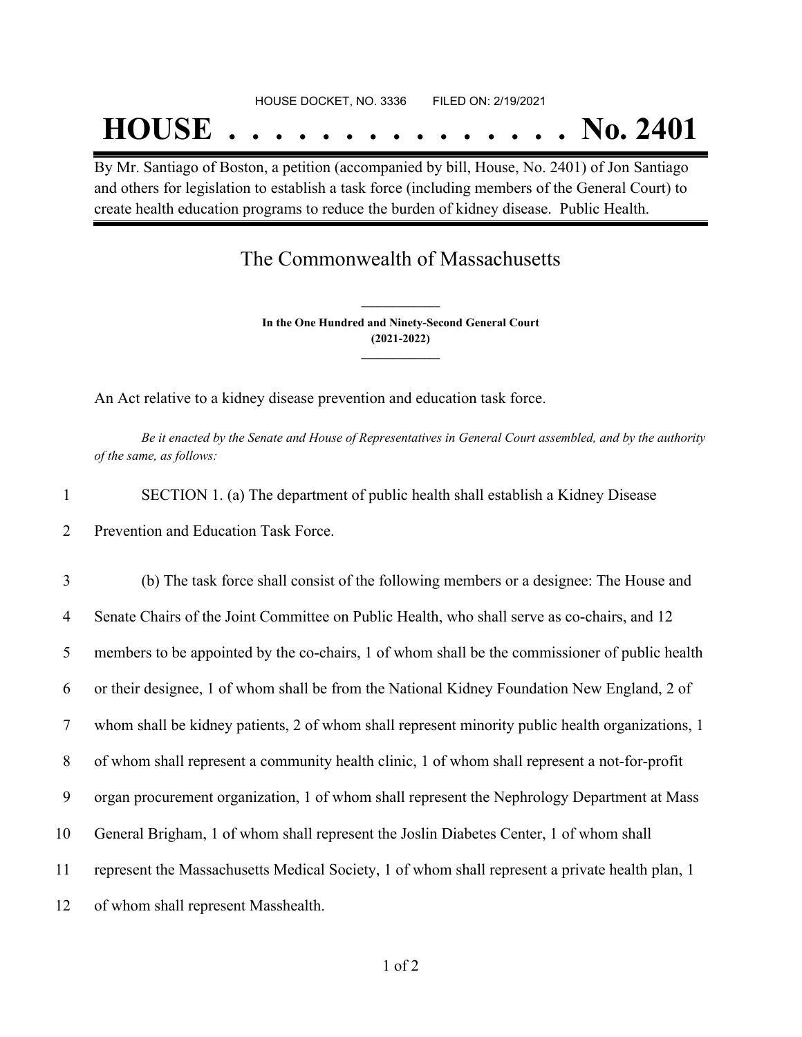HOUSE DOCKET, NO. 3336 FILED ON: 2/19/2021

# HOUSE . . . . . . . . . . . . . . . No. 2401

By Mr. Santiago of Boston, a petition (accompanied by bill, House, No. 2401) of Jon Santiago and others for legislation to establish a task force (including members of the General Court) to create health education programs to reduce the burden of kidney disease. Public Health.

## The Commonwealth of Massachusetts

**In the One Hundred and Ninety-Second General Court**
**(2021-2022)**

An Act relative to a kidney disease prevention and education task force.

*Be it enacted by the Senate and House of Representatives in General Court assembled, and by the authority of the same, as follows:*

1 SECTION 1. (a) The department of public health shall establish a Kidney Disease
2 Prevention and Education Task Force.

3 (b) The task force shall consist of the following members or a designee: The House and
4 Senate Chairs of the Joint Committee on Public Health, who shall serve as co-chairs, and 12
5 members to be appointed by the co-chairs, 1 of whom shall be the commissioner of public health
6 or their designee, 1 of whom shall be from the National Kidney Foundation New England, 2 of
7 whom shall be kidney patients, 2 of whom shall represent minority public health organizations, 1
8 of whom shall represent a community health clinic, 1 of whom shall represent a not-for-profit
9 organ procurement organization, 1 of whom shall represent the Nephrology Department at Mass
10 General Brigham, 1 of whom shall represent the Joslin Diabetes Center, 1 of whom shall
11 represent the Massachusetts Medical Society, 1 of whom shall represent a private health plan, 1
12 of whom shall represent Masshealth.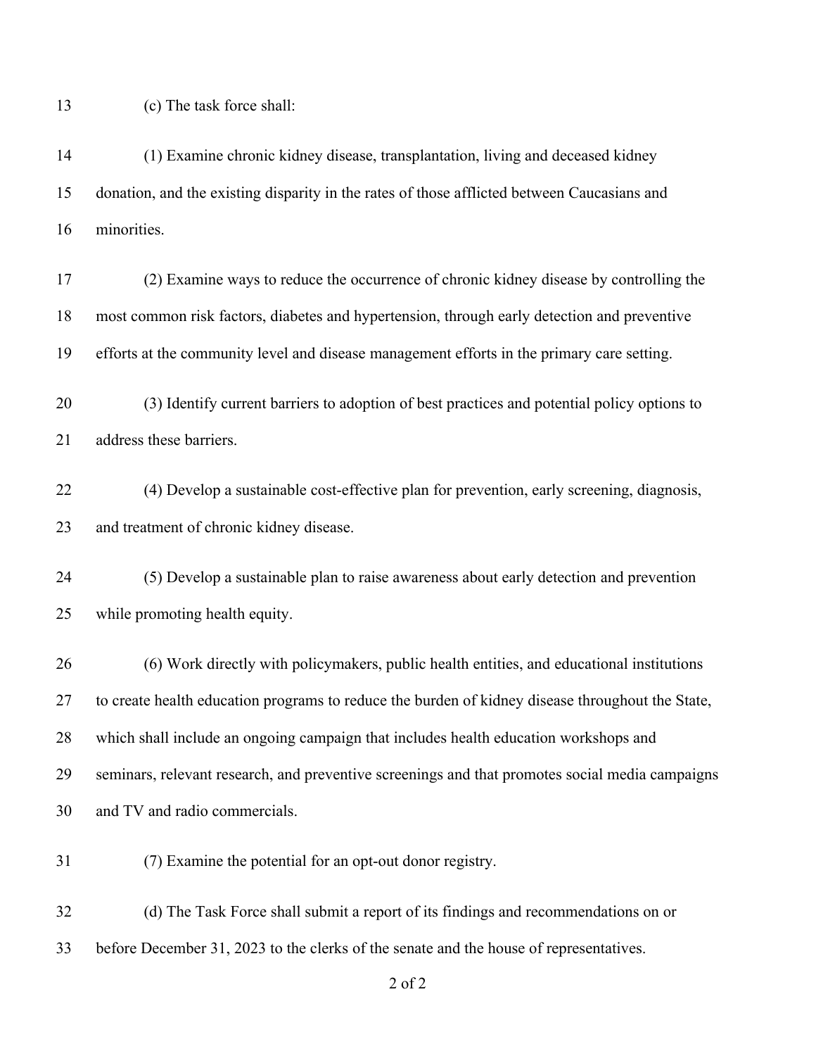(c) The task force shall:

(1) Examine chronic kidney disease, transplantation, living and deceased kidney donation, and the existing disparity in the rates of those afflicted between Caucasians and minorities.

(2) Examine ways to reduce the occurrence of chronic kidney disease by controlling the most common risk factors, diabetes and hypertension, through early detection and preventive efforts at the community level and disease management efforts in the primary care setting.

(3) Identify current barriers to adoption of best practices and potential policy options to address these barriers.

(4) Develop a sustainable cost-effective plan for prevention, early screening, diagnosis, and treatment of chronic kidney disease.

(5) Develop a sustainable plan to raise awareness about early detection and prevention while promoting health equity.

(6) Work directly with policymakers, public health entities, and educational institutions to create health education programs to reduce the burden of kidney disease throughout the State, which shall include an ongoing campaign that includes health education workshops and seminars, relevant research, and preventive screenings and that promotes social media campaigns and TV and radio commercials.

(7) Examine the potential for an opt-out donor registry.

(d) The Task Force shall submit a report of its findings and recommendations on or before December 31, 2023 to the clerks of the senate and the house of representatives.